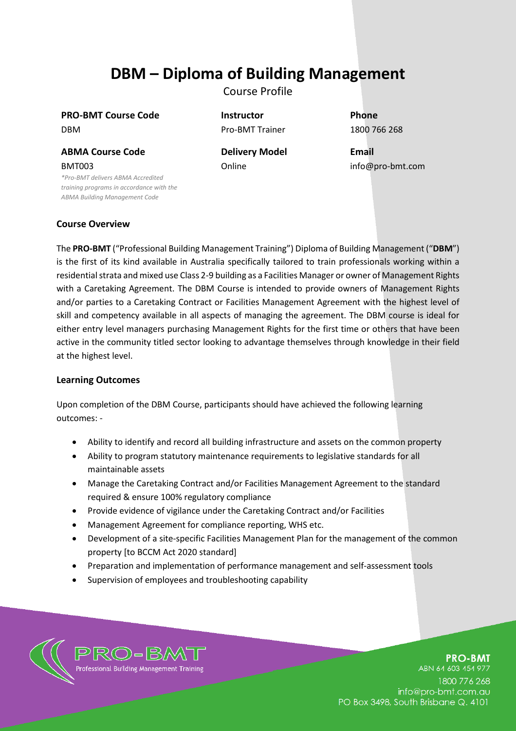# DBM – Diploma of Building Management

Course Profile

| PRO-BMT Course Code | Instructor | Phone |
|---|---|---|
| DBM | Pro-BMT Trainer | 1800 766 268 |
| **ABMA Course Code** | **Delivery Model** | **Email** |
| BMT003 | Online | info@pro-bmt.com |

*\*Pro-BMT delivers ABMA Accredited training programs in accordance with the ABMA Building Management Code*

## Course Overview

The **PRO-BMT** ("Professional Building Management Training") Diploma of Building Management ("**DBM**") is the first of its kind available in Australia specifically tailored to train professionals working within a residential strata and mixed use Class 2-9 building as a Facilities Manager or owner of Management Rights with a Caretaking Agreement. The DBM Course is intended to provide owners of Management Rights and/or parties to a Caretaking Contract or Facilities Management Agreement with the highest level of skill and competency available in all aspects of managing the agreement. The DBM course is ideal for either entry level managers purchasing Management Rights for the first time or others that have been active in the community titled sector looking to advantage themselves through knowledge in their field at the highest level.

## Learning Outcomes

Upon completion of the DBM Course, participants should have achieved the following learning outcomes: -

- Ability to identify and record all building infrastructure and assets on the common property
- Ability to program statutory maintenance requirements to legislative standards for all maintainable assets
- Manage the Caretaking Contract and/or Facilities Management Agreement to the standard required & ensure 100% regulatory compliance
- Provide evidence of vigilance under the Caretaking Contract and/or Facilities
- Management Agreement for compliance reporting, WHS etc.
- Development of a site-specific Facilities Management Plan for the management of the common property [to BCCM Act 2020 standard]
- Preparation and implementation of performance management and self-assessment tools
- Supervision of employees and troubleshooting capability

**PRO-BMT**
Professional Building Management Training
ABN 64 603 454 977
1800 776 268
info@pro-bmt.com.au
PO Box 3498, South Brisbane Q. 4101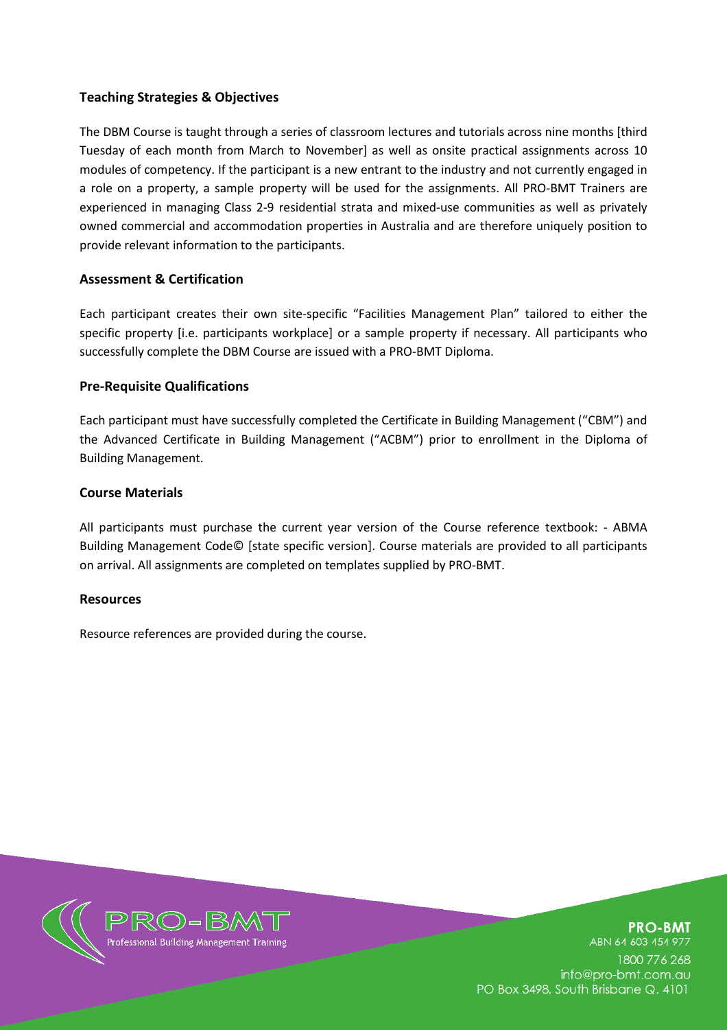## Teaching Strategies & Objectives

The DBM Course is taught through a series of classroom lectures and tutorials across nine months [third Tuesday of each month from March to November] as well as onsite practical assignments across 10 modules of competency. If the participant is a new entrant to the industry and not currently engaged in a role on a property, a sample property will be used for the assignments. All PRO-BMT Trainers are experienced in managing Class 2-9 residential strata and mixed-use communities as well as privately owned commercial and accommodation properties in Australia and are therefore uniquely position to provide relevant information to the participants.

## Assessment & Certification

Each participant creates their own site-specific "Facilities Management Plan" tailored to either the specific property [i.e. participants workplace] or a sample property if necessary. All participants who successfully complete the DBM Course are issued with a PRO-BMT Diploma.

## Pre-Requisite Qualifications

Each participant must have successfully completed the Certificate in Building Management ("CBM") and the Advanced Certificate in Building Management ("ACBM") prior to enrollment in the Diploma of Building Management.

## Course Materials

All participants must purchase the current year version of the Course reference textbook: - ABMA Building Management Code© [state specific version]. Course materials are provided to all participants on arrival. All assignments are completed on templates supplied by PRO-BMT.

## Resources

Resource references are provided during the course.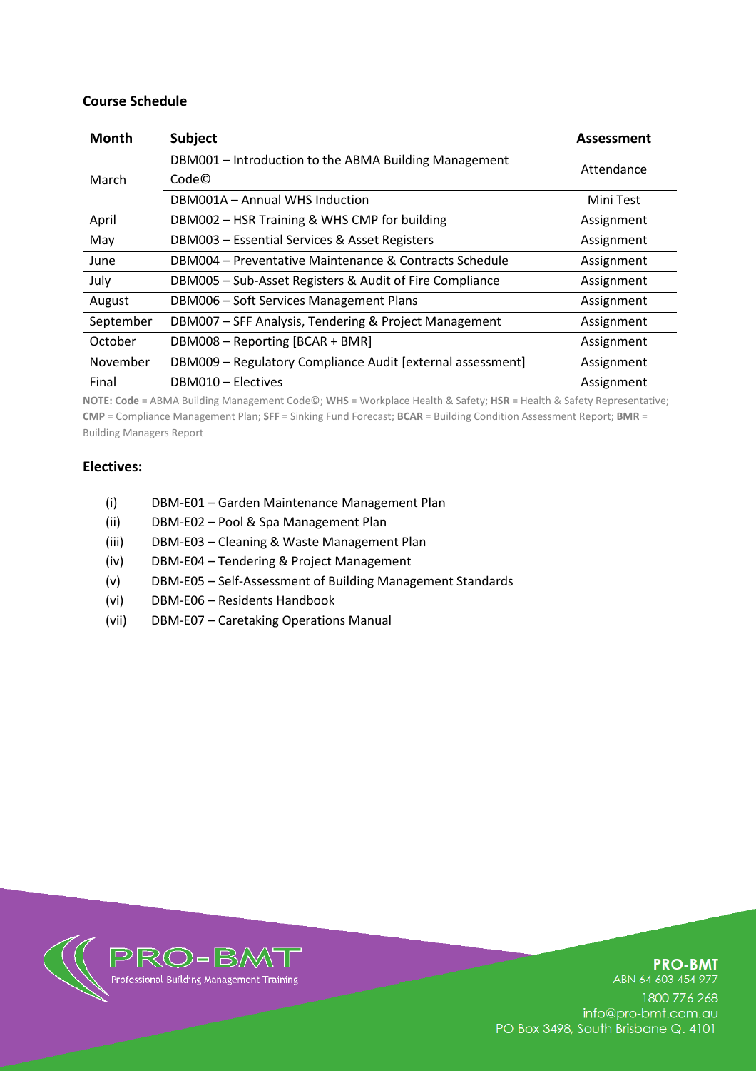**Course Schedule**

| Month | Subject | Assessment |
|---|---|---|
| March | DBM001 – Introduction to the ABMA Building Management Code© | Attendance |
| | DBM001A – Annual WHS Induction | Mini Test |
| April | DBM002 – HSR Training & WHS CMP for building | Assignment |
| May | DBM003 – Essential Services & Asset Registers | Assignment |
| June | DBM004 – Preventative Maintenance & Contracts Schedule | Assignment |
| July | DBM005 – Sub-Asset Registers & Audit of Fire Compliance | Assignment |
| August | DBM006 – Soft Services Management Plans | Assignment |
| September | DBM007 – SFF Analysis, Tendering & Project Management | Assignment |
| October | DBM008 – Reporting [BCAR + BMR] | Assignment |
| November | DBM009 – Regulatory Compliance Audit [external assessment] | Assignment |
| Final | DBM010 – Electives | Assignment |

**NOTE: Code** = ABMA Building Management Code©; **WHS** = Workplace Health & Safety; **HSR** = Health & Safety Representative; **CMP** = Compliance Management Plan; **SFF** = Sinking Fund Forecast; **BCAR** = Building Condition Assessment Report; **BMR** = Building Managers Report

**Electives:**

(i) DBM-E01 – Garden Maintenance Management Plan
(ii) DBM-E02 – Pool & Spa Management Plan
(iii) DBM-E03 – Cleaning & Waste Management Plan
(iv) DBM-E04 – Tendering & Project Management
(v) DBM-E05 – Self-Assessment of Building Management Standards
(vi) DBM-E06 – Residents Handbook
(vii) DBM-E07 – Caretaking Operations Manual